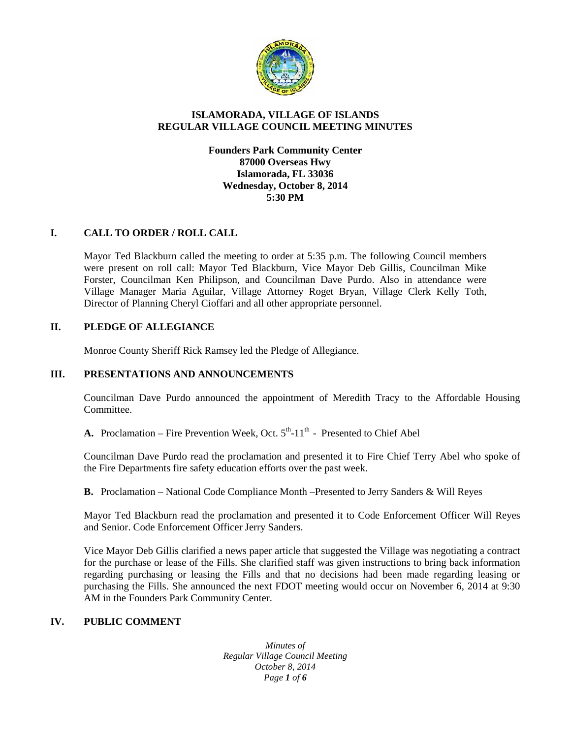# ISLAMORADA, VILLAGE OF ISLANDS
# REGULAR VILLAGE COUNCIL MEETING MINUTES

**Founders Park Community Center**
**87000 Overseas Hwy**
**Islamorada, FL 33036**
**Wednesday, October 8, 2014**
**5:30 PM**

## I. CALL TO ORDER / ROLL CALL

Mayor Ted Blackburn called the meeting to order at 5:35 p.m. The following Council members were present on roll call: Mayor Ted Blackburn, Vice Mayor Deb Gillis, Councilman Mike Forster, Councilman Ken Philipson, and Councilman Dave Purdo. Also in attendance were Village Manager Maria Aguilar, Village Attorney Roget Bryan, Village Clerk Kelly Toth, Director of Planning Cheryl Cioffari and all other appropriate personnel.

## II. PLEDGE OF ALLEGIANCE

Monroe County Sheriff Rick Ramsey led the Pledge of Allegiance.

## III. PRESENTATIONS AND ANNOUNCEMENTS

Councilman Dave Purdo announced the appointment of Meredith Tracy to the Affordable Housing Committee.

**A.** Proclamation – Fire Prevention Week, Oct. 5th-11th - Presented to Chief Abel

Councilman Dave Purdo read the proclamation and presented it to Fire Chief Terry Abel who spoke of the Fire Departments fire safety education efforts over the past week.

**B.** Proclamation – National Code Compliance Month –Presented to Jerry Sanders & Will Reyes

Mayor Ted Blackburn read the proclamation and presented it to Code Enforcement Officer Will Reyes and Senior. Code Enforcement Officer Jerry Sanders.

Vice Mayor Deb Gillis clarified a news paper article that suggested the Village was negotiating a contract for the purchase or lease of the Fills. She clarified staff was given instructions to bring back information regarding purchasing or leasing the Fills and that no decisions had been made regarding leasing or purchasing the Fills. She announced the next FDOT meeting would occur on November 6, 2014 at 9:30 AM in the Founders Park Community Center.

## IV. PUBLIC COMMENT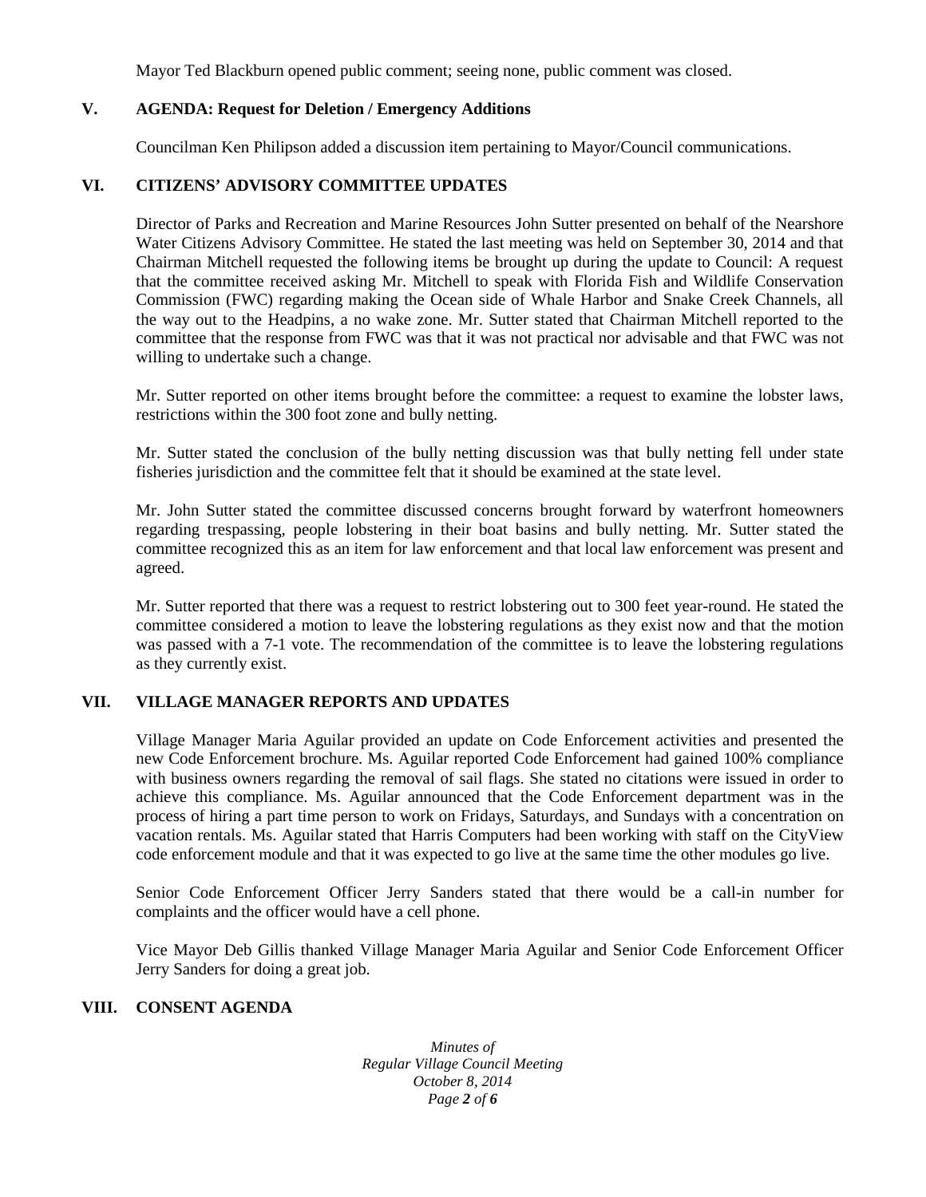Mayor Ted Blackburn opened public comment; seeing none, public comment was closed.

## V. AGENDA: Request for Deletion / Emergency Additions

Councilman Ken Philipson added a discussion item pertaining to Mayor/Council communications.

## VI. CITIZENS' ADVISORY COMMITTEE UPDATES

Director of Parks and Recreation and Marine Resources John Sutter presented on behalf of the Nearshore Water Citizens Advisory Committee. He stated the last meeting was held on September 30, 2014 and that Chairman Mitchell requested the following items be brought up during the update to Council: A request that the committee received asking Mr. Mitchell to speak with Florida Fish and Wildlife Conservation Commission (FWC) regarding making the Ocean side of Whale Harbor and Snake Creek Channels, all the way out to the Headpins, a no wake zone. Mr. Sutter stated that Chairman Mitchell reported to the committee that the response from FWC was that it was not practical nor advisable and that FWC was not willing to undertake such a change.

Mr. Sutter reported on other items brought before the committee: a request to examine the lobster laws, restrictions within the 300 foot zone and bully netting.

Mr. Sutter stated the conclusion of the bully netting discussion was that bully netting fell under state fisheries jurisdiction and the committee felt that it should be examined at the state level.

Mr. John Sutter stated the committee discussed concerns brought forward by waterfront homeowners regarding trespassing, people lobstering in their boat basins and bully netting. Mr. Sutter stated the committee recognized this as an item for law enforcement and that local law enforcement was present and agreed.

Mr. Sutter reported that there was a request to restrict lobstering out to 300 feet year-round. He stated the committee considered a motion to leave the lobstering regulations as they exist now and that the motion was passed with a 7-1 vote. The recommendation of the committee is to leave the lobstering regulations as they currently exist.

## VII. VILLAGE MANAGER REPORTS AND UPDATES

Village Manager Maria Aguilar provided an update on Code Enforcement activities and presented the new Code Enforcement brochure. Ms. Aguilar reported Code Enforcement had gained 100% compliance with business owners regarding the removal of sail flags. She stated no citations were issued in order to achieve this compliance. Ms. Aguilar announced that the Code Enforcement department was in the process of hiring a part time person to work on Fridays, Saturdays, and Sundays with a concentration on vacation rentals. Ms. Aguilar stated that Harris Computers had been working with staff on the CityView code enforcement module and that it was expected to go live at the same time the other modules go live.

Senior Code Enforcement Officer Jerry Sanders stated that there would be a call-in number for complaints and the officer would have a cell phone.

Vice Mayor Deb Gillis thanked Village Manager Maria Aguilar and Senior Code Enforcement Officer Jerry Sanders for doing a great job.

## VIII. CONSENT AGENDA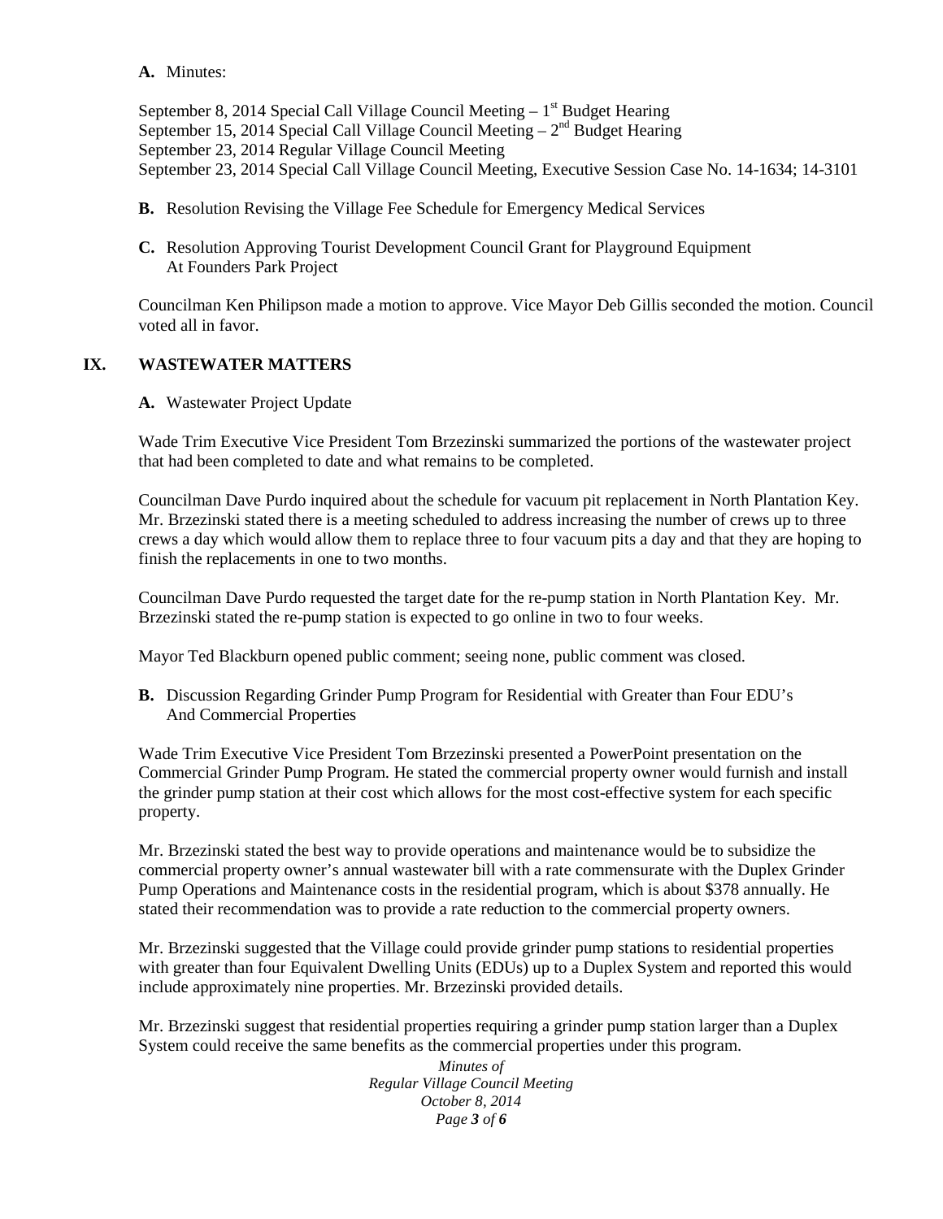**A.** Minutes:

September 8, 2014 Special Call Village Council Meeting – 1st Budget Hearing
September 15, 2014 Special Call Village Council Meeting – 2nd Budget Hearing
September 23, 2014 Regular Village Council Meeting
September 23, 2014 Special Call Village Council Meeting, Executive Session Case No. 14-1634; 14-3101

**B.** Resolution Revising the Village Fee Schedule for Emergency Medical Services

**C.** Resolution Approving Tourist Development Council Grant for Playground Equipment At Founders Park Project

Councilman Ken Philipson made a motion to approve. Vice Mayor Deb Gillis seconded the motion. Council voted all in favor.

## IX. WASTEWATER MATTERS

**A.** Wastewater Project Update

Wade Trim Executive Vice President Tom Brzezinski summarized the portions of the wastewater project that had been completed to date and what remains to be completed.

Councilman Dave Purdo inquired about the schedule for vacuum pit replacement in North Plantation Key. Mr. Brzezinski stated there is a meeting scheduled to address increasing the number of crews up to three crews a day which would allow them to replace three to four vacuum pits a day and that they are hoping to finish the replacements in one to two months.

Councilman Dave Purdo requested the target date for the re-pump station in North Plantation Key. Mr. Brzezinski stated the re-pump station is expected to go online in two to four weeks.

Mayor Ted Blackburn opened public comment; seeing none, public comment was closed.

**B.** Discussion Regarding Grinder Pump Program for Residential with Greater than Four EDU's And Commercial Properties

Wade Trim Executive Vice President Tom Brzezinski presented a PowerPoint presentation on the Commercial Grinder Pump Program. He stated the commercial property owner would furnish and install the grinder pump station at their cost which allows for the most cost-effective system for each specific property.

Mr. Brzezinski stated the best way to provide operations and maintenance would be to subsidize the commercial property owner's annual wastewater bill with a rate commensurate with the Duplex Grinder Pump Operations and Maintenance costs in the residential program, which is about $378 annually. He stated their recommendation was to provide a rate reduction to the commercial property owners.

Mr. Brzezinski suggested that the Village could provide grinder pump stations to residential properties with greater than four Equivalent Dwelling Units (EDUs) up to a Duplex System and reported this would include approximately nine properties. Mr. Brzezinski provided details.

Mr. Brzezinski suggest that residential properties requiring a grinder pump station larger than a Duplex System could receive the same benefits as the commercial properties under this program.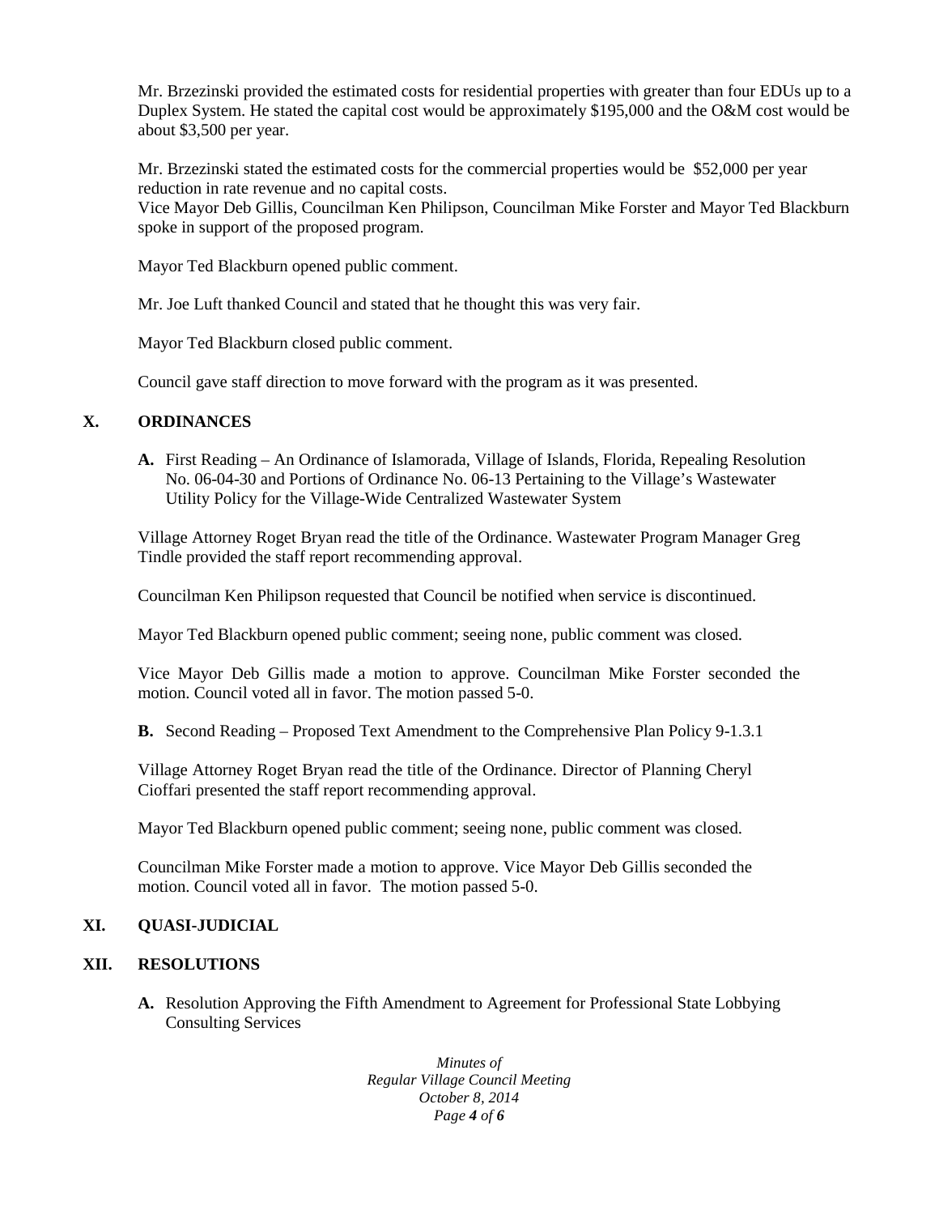Mr. Brzezinski provided the estimated costs for residential properties with greater than four EDUs up to a Duplex System. He stated the capital cost would be approximately $195,000 and the O&M cost would be about $3,500 per year.

Mr. Brzezinski stated the estimated costs for the commercial properties would be $52,000 per year reduction in rate revenue and no capital costs.
Vice Mayor Deb Gillis, Councilman Ken Philipson, Councilman Mike Forster and Mayor Ted Blackburn spoke in support of the proposed program.

Mayor Ted Blackburn opened public comment.

Mr. Joe Luft thanked Council and stated that he thought this was very fair.

Mayor Ted Blackburn closed public comment.

Council gave staff direction to move forward with the program as it was presented.

## X. ORDINANCES

**A.** First Reading – An Ordinance of Islamorada, Village of Islands, Florida, Repealing Resolution No. 06-04-30 and Portions of Ordinance No. 06-13 Pertaining to the Village's Wastewater Utility Policy for the Village-Wide Centralized Wastewater System

Village Attorney Roget Bryan read the title of the Ordinance. Wastewater Program Manager Greg Tindle provided the staff report recommending approval.

Councilman Ken Philipson requested that Council be notified when service is discontinued.

Mayor Ted Blackburn opened public comment; seeing none, public comment was closed.

Vice Mayor Deb Gillis made a motion to approve. Councilman Mike Forster seconded the motion. Council voted all in favor. The motion passed 5-0.

**B.** Second Reading – Proposed Text Amendment to the Comprehensive Plan Policy 9-1.3.1

Village Attorney Roget Bryan read the title of the Ordinance. Director of Planning Cheryl Cioffari presented the staff report recommending approval.

Mayor Ted Blackburn opened public comment; seeing none, public comment was closed.

Councilman Mike Forster made a motion to approve. Vice Mayor Deb Gillis seconded the motion. Council voted all in favor. The motion passed 5-0.

## XI. QUASI-JUDICIAL

## XII. RESOLUTIONS

**A.** Resolution Approving the Fifth Amendment to Agreement for Professional State Lobbying Consulting Services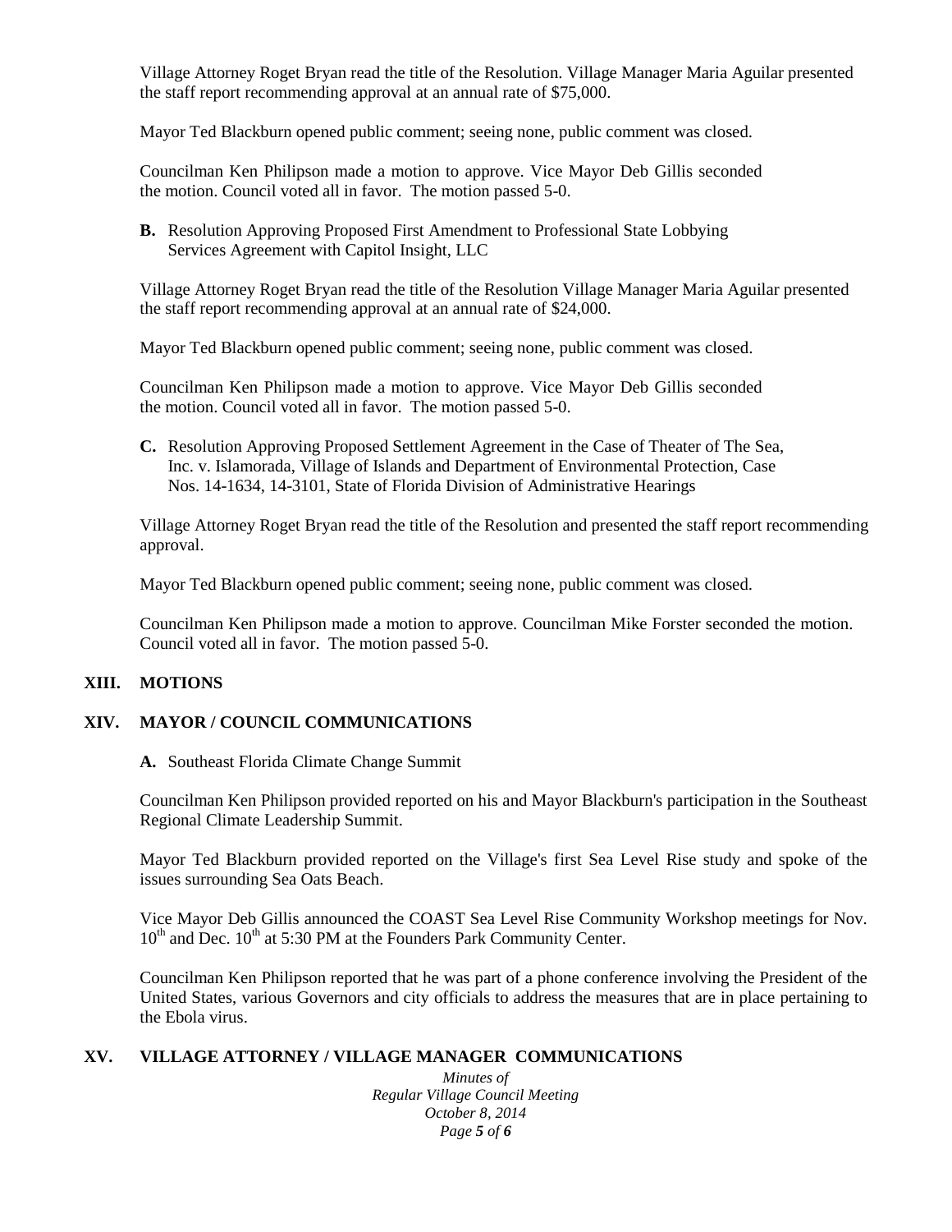Village Attorney Roget Bryan read the title of the Resolution. Village Manager Maria Aguilar presented the staff report recommending approval at an annual rate of $75,000.

Mayor Ted Blackburn opened public comment; seeing none, public comment was closed.

Councilman Ken Philipson made a motion to approve. Vice Mayor Deb Gillis seconded the motion. Council voted all in favor. The motion passed 5-0.

**B.** Resolution Approving Proposed First Amendment to Professional State Lobbying Services Agreement with Capitol Insight, LLC

Village Attorney Roget Bryan read the title of the Resolution Village Manager Maria Aguilar presented the staff report recommending approval at an annual rate of $24,000.

Mayor Ted Blackburn opened public comment; seeing none, public comment was closed.

Councilman Ken Philipson made a motion to approve. Vice Mayor Deb Gillis seconded the motion. Council voted all in favor. The motion passed 5-0.

**C.** Resolution Approving Proposed Settlement Agreement in the Case of Theater of The Sea, Inc. v. Islamorada, Village of Islands and Department of Environmental Protection, Case Nos. 14-1634, 14-3101, State of Florida Division of Administrative Hearings

Village Attorney Roget Bryan read the title of the Resolution and presented the staff report recommending approval.

Mayor Ted Blackburn opened public comment; seeing none, public comment was closed.

Councilman Ken Philipson made a motion to approve. Councilman Mike Forster seconded the motion. Council voted all in favor. The motion passed 5-0.

## XIII. MOTIONS

## XIV. MAYOR / COUNCIL COMMUNICATIONS

**A.** Southeast Florida Climate Change Summit

Councilman Ken Philipson provided reported on his and Mayor Blackburn's participation in the Southeast Regional Climate Leadership Summit.

Mayor Ted Blackburn provided reported on the Village's first Sea Level Rise study and spoke of the issues surrounding Sea Oats Beach.

Vice Mayor Deb Gillis announced the COAST Sea Level Rise Community Workshop meetings for Nov. 10th and Dec. 10th at 5:30 PM at the Founders Park Community Center.

Councilman Ken Philipson reported that he was part of a phone conference involving the President of the United States, various Governors and city officials to address the measures that are in place pertaining to the Ebola virus.

## XV. VILLAGE ATTORNEY / VILLAGE MANAGER COMMUNICATIONS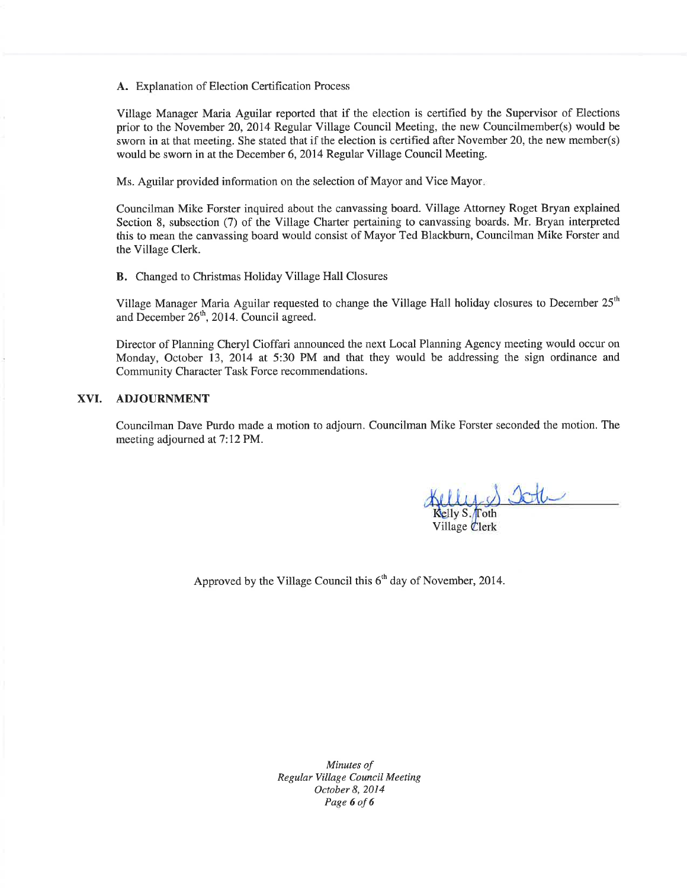**A.** Explanation of Election Certification Process

Village Manager Maria Aguilar reported that if the election is certified by the Supervisor of Elections prior to the November 20, 2014 Regular Village Council Meeting, the new Councilmember(s) would be sworn in at that meeting. She stated that if the election is certified after November 20, the new member(s) would be sworn in at the December 6, 2014 Regular Village Council Meeting.

Ms. Aguilar provided information on the selection of Mayor and Vice Mayor.

Councilman Mike Forster inquired about the canvassing board. Village Attorney Roget Bryan explained Section 8, subsection (7) of the Village Charter pertaining to canvassing boards. Mr. Bryan interpreted this to mean the canvassing board would consist of Mayor Ted Blackburn, Councilman Mike Forster and the Village Clerk.

**B.** Changed to Christmas Holiday Village Hall Closures

Village Manager Maria Aguilar requested to change the Village Hall holiday closures to December 25th and December 26th, 2014. Council agreed.

Director of Planning Cheryl Cioffari announced the next Local Planning Agency meeting would occur on Monday, October 13, 2014 at 5:30 PM and that they would be addressing the sign ordinance and Community Character Task Force recommendations.

## XVI. ADJOURNMENT

Councilman Dave Purdo made a motion to adjourn. Councilman Mike Forster seconded the motion. The meeting adjourned at 7:12 PM.

Kelly S. Toth
Village Clerk

Approved by the Village Council this 6th day of November, 2014.

*Minutes of*
*Regular Village Council Meeting*
*October 8, 2014*